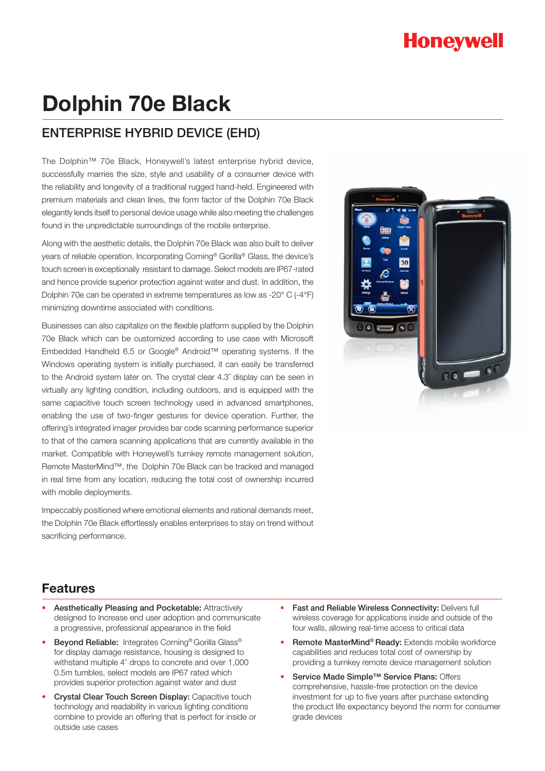Honeywell

# Dolphin 70e Black

## ENTERPRISE HYBRID DEVICE (EHD)

The Dolphin™ 70e Black, Honeywell's latest enterprise hybrid device, successfully marries the size, style and usability of a consumer device with the reliability and longevity of a traditional rugged hand-held. Engineered with premium materials and clean lines, the form factor of the Dolphin 70e Black elegantly lends itself to personal device usage while also meeting the challenges found in the unpredictable surroundings of the mobile enterprise.

Along with the aesthetic details, the Dolphin 70e Black was also built to deliver years of reliable operation. Incorporating Corning® Gorilla® Glass, the device's touch screen is exceptionally resistant to damage. Select models are IP67-rated and hence provide superior protection against water and dust. In addition, the Dolphin 70e can be operated in extreme temperatures as low as -20° C (-4°F) minimizing downtime associated with conditions.

Businesses can also capitalize on the flexible platform supplied by the Dolphin 70e Black which can be customized according to use case with Microsoft Embedded Handheld 6.5 or Google® Android™ operating systems. If the Windows operating system is initially purchased, it can easily be transferred to the Android system later on. The crystal clear 4.3˝ display can be seen in virtually any lighting condition, including outdoors, and is equipped with the same capacitive touch screen technology used in advanced smartphones, enabling the use of two-finger gestures for device operation. Further, the offering's integrated imager provides bar code scanning performance superior to that of the camera scanning applications that are currently available in the market. Compatible with Honeywell's turnkey remote management solution, Remote MasterMind™, the Dolphin 70e Black can be tracked and managed in real time from any location, reducing the total cost of ownership incurred with mobile deployments.

Impeccably positioned where emotional elements and rational demands meet, the Dolphin 70e Black effortlessly enables enterprises to stay on trend without sacrificing performance.

## Features

- **Aesthetically Pleasing and Pocketable:** Attractively designed to increase end user adoption and communicate a progressive, professional appearance in the field
- **Beyond Reliable:** Integrates Corning® Gorilla® Glass for display damage resistance, housing is designed to withstand multiple 4' drops to concrete and over 1,000 0.5m tumbles, select models are IP67 rated which provides superior protection against water and dust
- **Crystal Clear Touch Screen Display:** Capacitive touch technology and readability in various lighting conditions combine to provide an offering that is perfect for inside or outside use cases
- **Fast and Reliable Wireless Connectivity:** Delivers full wireless coverage for applications inside and outside of the four walls, allowing real-time access to critical data
- **Remote MasterMind® Ready:** Extends mobile workforce capabilities and reduces total cost of ownership by providing a turnkey remote device management solution
- **Service Made Simple™ Service Plans:** Offers comprehensive, hassle-free protection on the device investment for up to five years after purchase extending the product life expectancy beyond the norm for consumer grade devices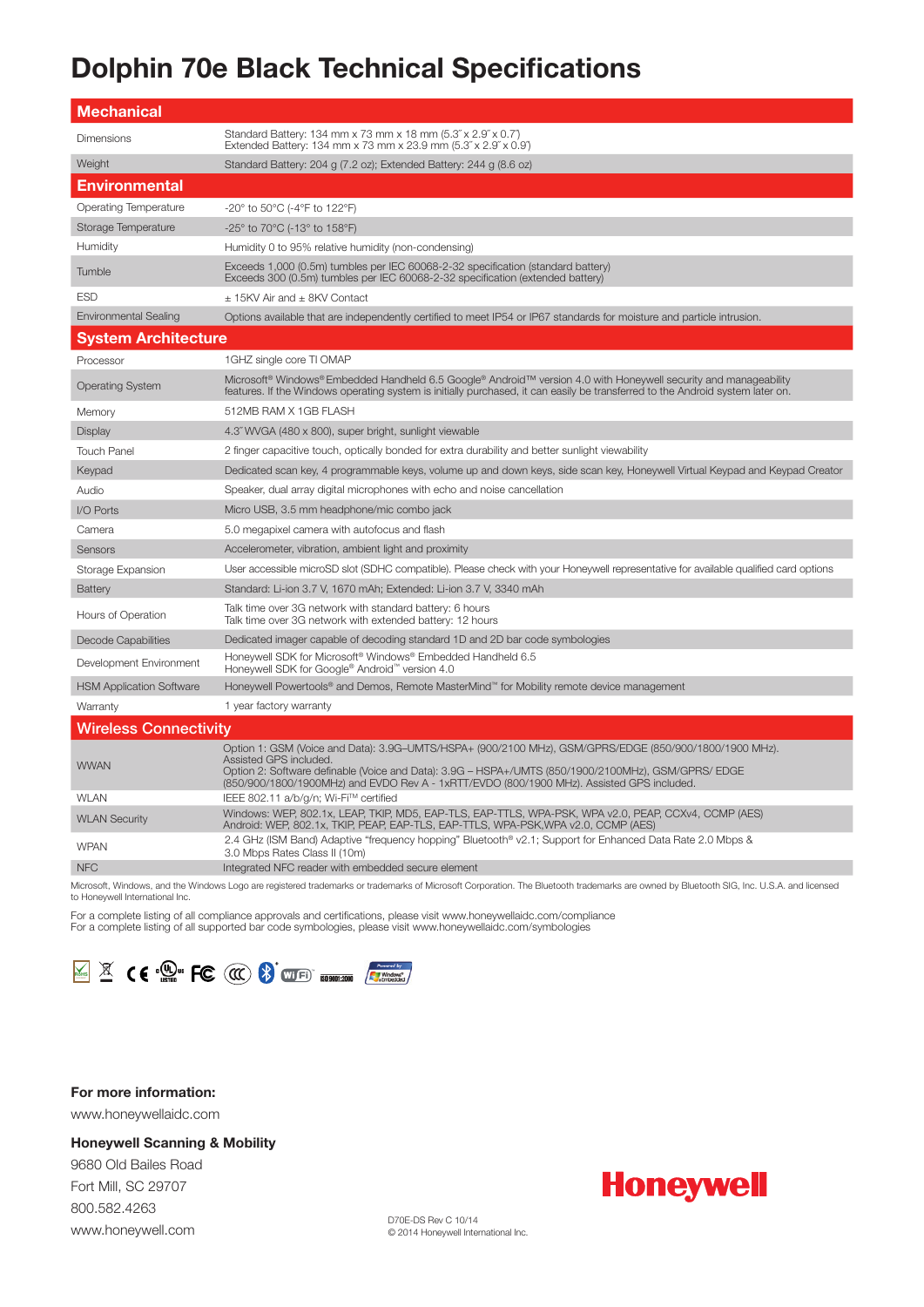# Dolphin 70e Black Technical Specifications

| | |
|---|---|
| **Mechanical** | |
| Dimensions | Standard Battery: 134 mm x 73 mm x 18 mm (5.3˝ x 2.9˝ x 0.7˝)<br>Extended Battery: 134 mm x 73 mm x 23.9 mm (5.3˝ x 2.9˝ x 0.9˝) |
| Weight | Standard Battery: 204 g (7.2 oz); Extended Battery: 244 g (8.6 oz) |
| **Environmental** | |
| Operating Temperature | -20° to 50°C (-4°F to 122°F) |
| Storage Temperature | -25° to 70°C (-13° to 158°F) |
| Humidity | Humidity 0 to 95% relative humidity (non-condensing) |
| Tumble | Exceeds 1,000 (0.5m) tumbles per IEC 60068-2-32 specification (standard battery)<br>Exceeds 300 (0.5m) tumbles per IEC 60068-2-32 specification (extended battery) |
| ESD | ± 15KV Air and ± 8KV Contact |
| Environmental Sealing | Options available that are independently certified to meet IP54 or IP67 standards for moisture and particle intrusion. |
| **System Architecture** | |
| Processor | 1GHZ single core TI OMAP |
| Operating System | Microsoft® Windows® Embedded Handheld 6.5 Google® Android™ version 4.0 with Honeywell security and manageability features. If the Windows operating system is initially purchased, it can easily be transferred to the Android system later on. |
| Memory | 512MB RAM X 1GB FLASH |
| Display | 4.3˝ WVGA (480 x 800), super bright, sunlight viewable |
| Touch Panel | 2 finger capacitive touch, optically bonded for extra durability and better sunlight viewability |
| Keypad | Dedicated scan key, 4 programmable keys, volume up and down keys, side scan key, Honeywell Virtual Keypad and Keypad Creator |
| Audio | Speaker, dual array digital microphones with echo and noise cancellation |
| I/O Ports | Micro USB, 3.5 mm headphone/mic combo jack |
| Camera | 5.0 megapixel camera with autofocus and flash |
| Sensors | Accelerometer, vibration, ambient light and proximity |
| Storage Expansion | User accessible microSD slot (SDHC compatible). Please check with your Honeywell representative for available qualified card options |
| Battery | Standard: Li-ion 3.7 V, 1670 mAh; Extended: Li-ion 3.7 V, 3340 mAh |
| Hours of Operation | Talk time over 3G network with standard battery: 6 hours<br>Talk time over 3G network with extended battery: 12 hours |
| Decode Capabilities | Dedicated imager capable of decoding standard 1D and 2D bar code symbologies |
| Development Environment | Honeywell SDK for Microsoft® Windows® Embedded Handheld 6.5<br>Honeywell SDK for Google® Android™ version 4.0 |
| HSM Application Software | Honeywell Powertools® and Demos, Remote MasterMind™ for Mobility remote device management |
| Warranty | 1 year factory warranty |
| **Wireless Connectivity** | |
| WWAN | Option 1: GSM (Voice and Data): 3.9G–UMTS/HSPA+ (900/2100 MHz), GSM/GPRS/EDGE (850/900/1800/1900 MHz). Assisted GPS included.<br>Option 2: Software definable (Voice and Data): 3.9G – HSPA+/UMTS (850/1900/2100MHz), GSM/GPRS/ EDGE (850/900/1800/1900MHz) and EVDO Rev A - 1xRTT/EVDO (800/1900 MHz). Assisted GPS included. |
| WLAN | IEEE 802.11 a/b/g/n; Wi-Fi™ certified |
| WLAN Security | Windows: WEP, 802.1x, LEAP, TKIP, MD5, EAP-TLS, EAP-TTLS, WPA-PSK, WPA v2.0, PEAP, CCXv4, CCMP (AES)<br>Android: WEP, 802.1x, TKIP, PEAP, EAP-TLS, EAP-TTLS, WPA-PSK,WPA v2.0, CCMP (AES) |
| WPAN | 2.4 GHz (ISM Band) Adaptive "frequency hopping" Bluetooth® v2.1; Support for Enhanced Data Rate 2.0 Mbps & 3.0 Mbps Rates Class II (10m) |
| NFC | Integrated NFC reader with embedded secure element |

Microsoft, Windows, and the Windows Logo are registered trademarks or trademarks of Microsoft Corporation. The Bluetooth trademarks are owned by Bluetooth SIG, Inc. U.S.A. and licensed to Honeywell International Inc.

For a complete listing of all compliance approvals and certifications, please visit www.honeywellaidc.com/compliance
For a complete listing of all supported bar code symbologies, please visit www.honeywellaidc.com/symbologies

**For more information:**

www.honeywellaidc.com

**Honeywell Scanning & Mobility**

9680 Old Bailes Road
Fort Mill, SC 29707
800.582.4263
www.honeywell.com

D70E-DS Rev C 10/14
© 2014 Honeywell International Inc.

Honeywell